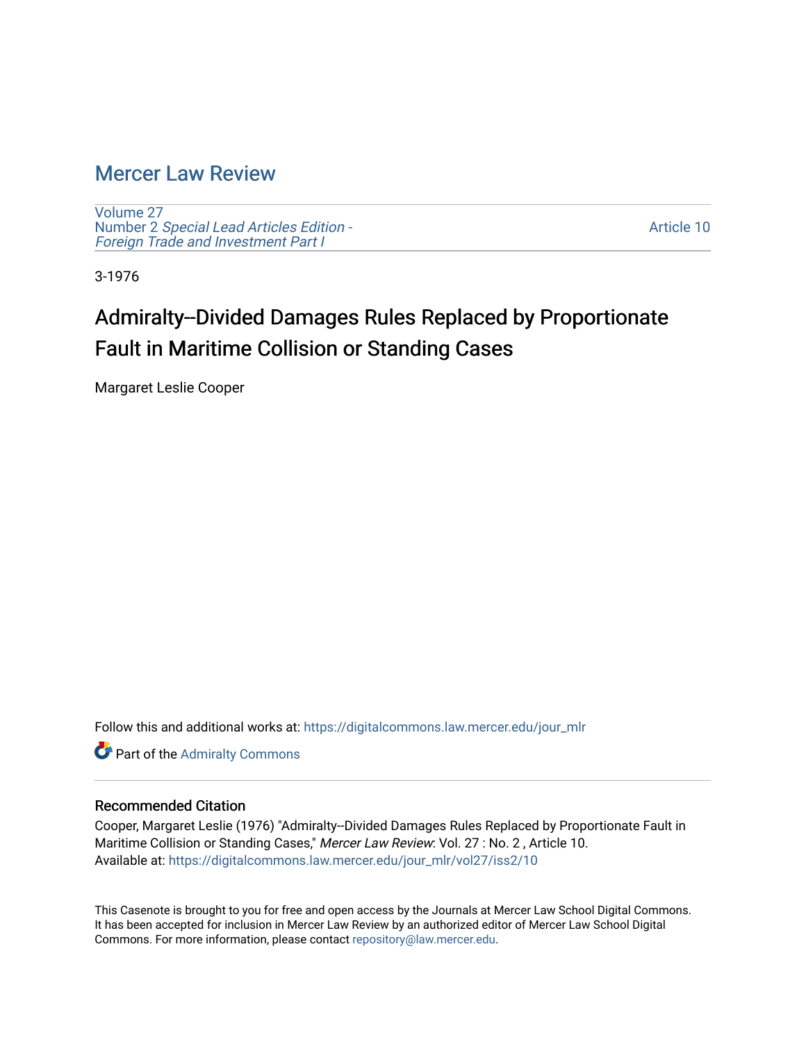# Mercer Law Review

Volume 27
Number 2 *Special Lead Articles Edition - Foreign Trade and Investment Part I*

Article 10

3-1976

## Admiralty--Divided Damages Rules Replaced by Proportionate Fault in Maritime Collision or Standing Cases

Margaret Leslie Cooper

Follow this and additional works at: https://digitalcommons.law.mercer.edu/jour_mlr

Part of the Admiralty Commons

### Recommended Citation

Cooper, Margaret Leslie (1976) "Admiralty--Divided Damages Rules Replaced by Proportionate Fault in Maritime Collision or Standing Cases," *Mercer Law Review*: Vol. 27 : No. 2 , Article 10.
Available at: https://digitalcommons.law.mercer.edu/jour_mlr/vol27/iss2/10

This Casenote is brought to you for free and open access by the Journals at Mercer Law School Digital Commons. It has been accepted for inclusion in Mercer Law Review by an authorized editor of Mercer Law School Digital Commons. For more information, please contact repository@law.mercer.edu.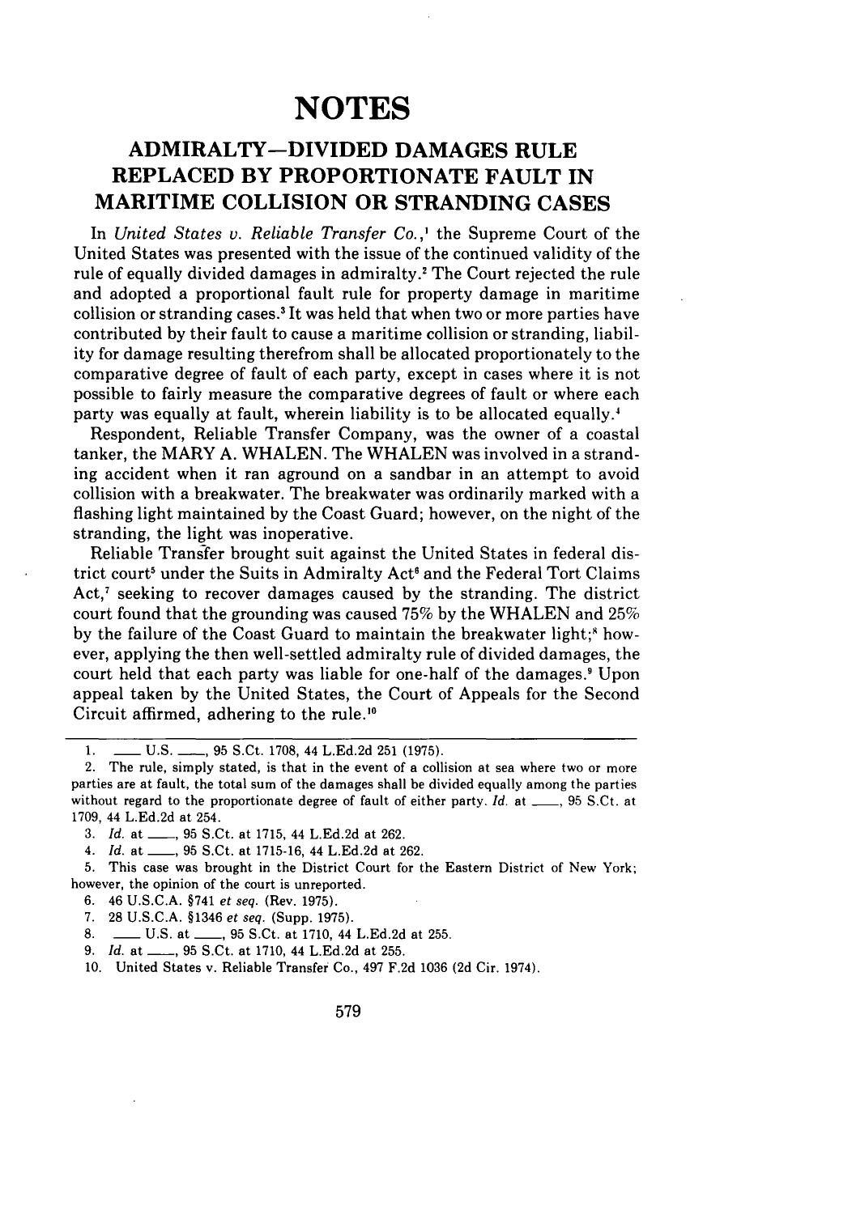# NOTES

## ADMIRALTY—DIVIDED DAMAGES RULE REPLACED BY PROPORTIONATE FAULT IN MARITIME COLLISION OR STRANDING CASES

In *United States v. Reliable Transfer Co.*,[1] the Supreme Court of the United States was presented with the issue of the continued validity of the rule of equally divided damages in admiralty.[2] The Court rejected the rule and adopted a proportional fault rule for property damage in maritime collision or stranding cases.[3] It was held that when two or more parties have contributed by their fault to cause a maritime collision or stranding, liability for damage resulting therefrom shall be allocated proportionately to the comparative degree of fault of each party, except in cases where it is not possible to fairly measure the comparative degrees of fault or where each party was equally at fault, wherein liability is to be allocated equally.[4]

Respondent, Reliable Transfer Company, was the owner of a coastal tanker, the MARY A. WHALEN. The WHALEN was involved in a stranding accident when it ran aground on a sandbar in an attempt to avoid collision with a breakwater. The breakwater was ordinarily marked with a flashing light maintained by the Coast Guard; however, on the night of the stranding, the light was inoperative.

Reliable Transfer brought suit against the United States in federal district court[5] under the Suits in Admiralty Act[6] and the Federal Tort Claims Act,[7] seeking to recover damages caused by the stranding. The district court found that the grounding was caused 75% by the WHALEN and 25% by the failure of the Coast Guard to maintain the breakwater light;[8] however, applying the then well-settled admiralty rule of divided damages, the court held that each party was liable for one-half of the damages.[9] Upon appeal taken by the United States, the Court of Appeals for the Second Circuit affirmed, adhering to the rule.[10]

---

1. \_\_\_ U.S. \_\_\_, 95 S.Ct. 1708, 44 L.Ed.2d 251 (1975).
2. The rule, simply stated, is that in the event of a collision at sea where two or more parties are at fault, the total sum of the damages shall be divided equally among the parties without regard to the proportionate degree of fault of either party. *Id.* at \_\_\_, 95 S.Ct. at 1709, 44 L.Ed.2d at 254.
3. *Id.* at \_\_\_, 95 S.Ct. at 1715, 44 L.Ed.2d at 262.
4. *Id.* at \_\_\_, 95 S.Ct. at 1715-16, 44 L.Ed.2d at 262.
5. This case was brought in the District Court for the Eastern District of New York; however, the opinion of the court is unreported.
6. 46 U.S.C.A. §741 *et seq.* (Rev. 1975).
7. 28 U.S.C.A. §1346 *et seq.* (Supp. 1975).
8. \_\_\_ U.S. at \_\_\_, 95 S.Ct. at 1710, 44 L.Ed.2d at 255.
9. *Id.* at \_\_\_, 95 S.Ct. at 1710, 44 L.Ed.2d at 255.
10. United States v. Reliable Transfer Co., 497 F.2d 1036 (2d Cir. 1974).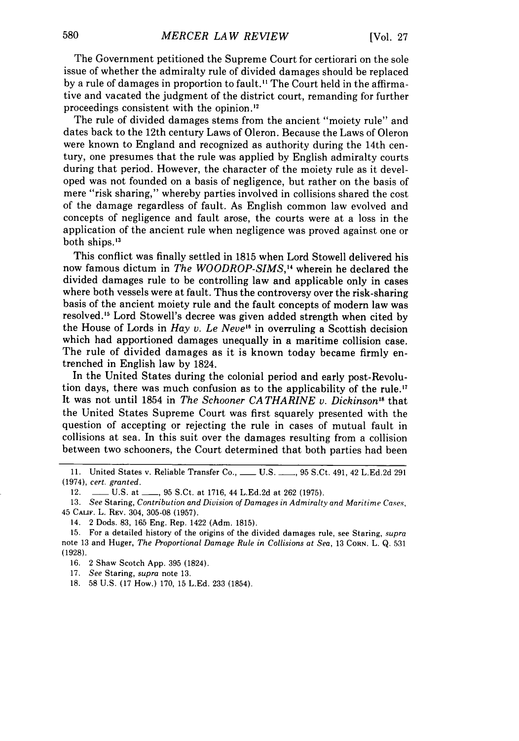The Government petitioned the Supreme Court for certiorari on the sole issue of whether the admiralty rule of divided damages should be replaced by a rule of damages in proportion to fault.[11] The Court held in the affirmative and vacated the judgment of the district court, remanding for further proceedings consistent with the opinion.[12]

The rule of divided damages stems from the ancient "moiety rule" and dates back to the 12th century Laws of Oleron. Because the Laws of Oleron were known to England and recognized as authority during the 14th century, one presumes that the rule was applied by English admiralty courts during that period. However, the character of the moiety rule as it developed was not founded on a basis of negligence, but rather on the basis of mere "risk sharing," whereby parties involved in collisions shared the cost of the damage regardless of fault. As English common law evolved and concepts of negligence and fault arose, the courts were at a loss in the application of the ancient rule when negligence was proved against one or both ships.[13]

This conflict was finally settled in 1815 when Lord Stowell delivered his now famous dictum in *The WOODROP-SIMS*,[14] wherein he declared the divided damages rule to be controlling law and applicable only in cases where both vessels were at fault. Thus the controversy over the risk-sharing basis of the ancient moiety rule and the fault concepts of modern law was resolved.[15] Lord Stowell's decree was given added strength when cited by the House of Lords in *Hay v. Le Neve*[16] in overruling a Scottish decision which had apportioned damages unequally in a maritime collision case. The rule of divided damages as it is known today became firmly entrenched in English law by 1824.

In the United States during the colonial period and early post-Revolution days, there was much confusion as to the applicability of the rule.[17] It was not until 1854 in *The Schooner CATHARINE v. Dickinson*[18] that the United States Supreme Court was first squarely presented with the question of accepting or rejecting the rule in cases of mutual fault in collisions at sea. In this suit over the damages resulting from a collision between two schooners, the Court determined that both parties had been

---

11. United States v. Reliable Transfer Co., ___ U.S. ___, 95 S.Ct. 491, 42 L.Ed.2d 291 (1974), *cert. granted*.

12. ___ U.S. at ___, 95 S.Ct. at 1716, 44 L.Ed.2d at 262 (1975).

13. *See* Staring, *Contribution and Division of Damages in Admiralty and Maritime Cases*, 45 CALIF. L. REV. 304, 305-08 (1957).

14. 2 Dods. 83, 165 Eng. Rep. 1422 (Adm. 1815).

15. For a detailed history of the origins of the divided damages rule, see Staring, *supra* note 13 and Huger, *The Proportional Damage Rule in Collisions at Sea*, 13 CORN. L. Q. 531 (1928).

16. 2 Shaw Scotch App. 395 (1824).

17. *See* Staring, *supra* note 13.

18. 58 U.S. (17 How.) 170, 15 L.Ed. 233 (1854).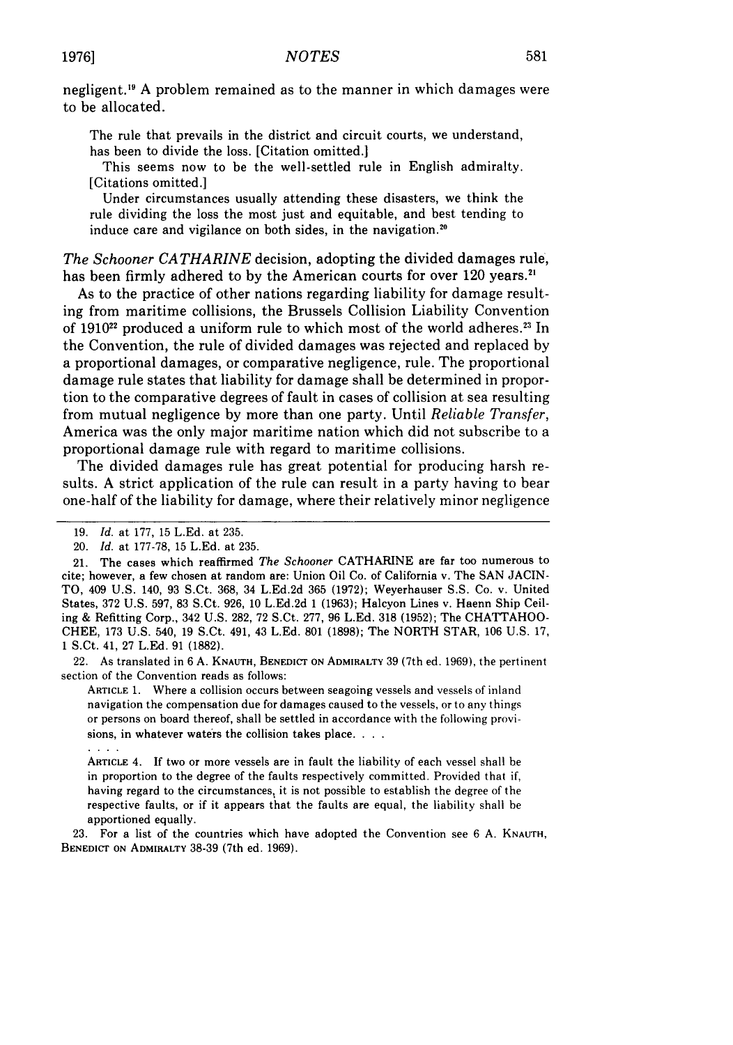negligent.[19] A problem remained as to the manner in which damages were to be allocated.

> The rule that prevails in the district and circuit courts, we understand, has been to divide the loss. [Citation omitted.]
>
> This seems now to be the well-settled rule in English admiralty. [Citations omitted.]
>
> Under circumstances usually attending these disasters, we think the rule dividing the loss the most just and equitable, and best tending to induce care and vigilance on both sides, in the navigation.[20]

*The Schooner CATHARINE* decision, adopting the divided damages rule, has been firmly adhered to by the American courts for over 120 years.[21]

As to the practice of other nations regarding liability for damage resulting from maritime collisions, the Brussels Collision Liability Convention of 1910[22] produced a uniform rule to which most of the world adheres.[23] In the Convention, the rule of divided damages was rejected and replaced by a proportional damages, or comparative negligence, rule. The proportional damage rule states that liability for damage shall be determined in proportion to the comparative degrees of fault in cases of collision at sea resulting from mutual negligence by more than one party. Until *Reliable Transfer*, America was the only major maritime nation which did not subscribe to a proportional damage rule with regard to maritime collisions.

The divided damages rule has great potential for producing harsh results. A strict application of the rule can result in a party having to bear one-half of the liability for damage, where their relatively minor negligence

---

19. *Id.* at 177, 15 L.Ed. at 235.

20. *Id.* at 177-78, 15 L.Ed. at 235.

21. The cases which reaffirmed *The Schooner* CATHARINE are far too numerous to cite; however, a few chosen at random are: Union Oil Co. of California v. The SAN JACINTO, 409 U.S. 140, 93 S.Ct. 368, 34 L.Ed.2d 365 (1972); Weyerhauser S.S. Co. v. United States, 372 U.S. 597, 83 S.Ct. 926, 10 L.Ed.2d 1 (1963); Halcyon Lines v. Haenn Ship Ceiling & Refitting Corp., 342 U.S. 282, 72 S.Ct. 277, 96 L.Ed. 318 (1952); The CHATTAHOOCHEE, 173 U.S. 540, 19 S.Ct. 491, 43 L.Ed. 801 (1898); The NORTH STAR, 106 U.S. 17, 1 S.Ct. 41, 27 L.Ed. 91 (1882).

22. As translated in 6 A. KNAUTH, BENEDICT ON ADMIRALTY 39 (7th ed. 1969), the pertinent section of the Convention reads as follows:

> ARTICLE 1. Where a collision occurs between seagoing vessels and vessels of inland navigation the compensation due for damages caused to the vessels, or to any things or persons on board thereof, shall be settled in accordance with the following provisions, in whatever waters the collision takes place. . . .
>
> . . . .
>
> ARTICLE 4. If two or more vessels are in fault the liability of each vessel shall be in proportion to the degree of the faults respectively committed. Provided that if, having regard to the circumstances, it is not possible to establish the degree of the respective faults, or if it appears that the faults are equal, the liability shall be apportioned equally.

23. For a list of the countries which have adopted the Convention see 6 A. KNAUTH, BENEDICT ON ADMIRALTY 38-39 (7th ed. 1969).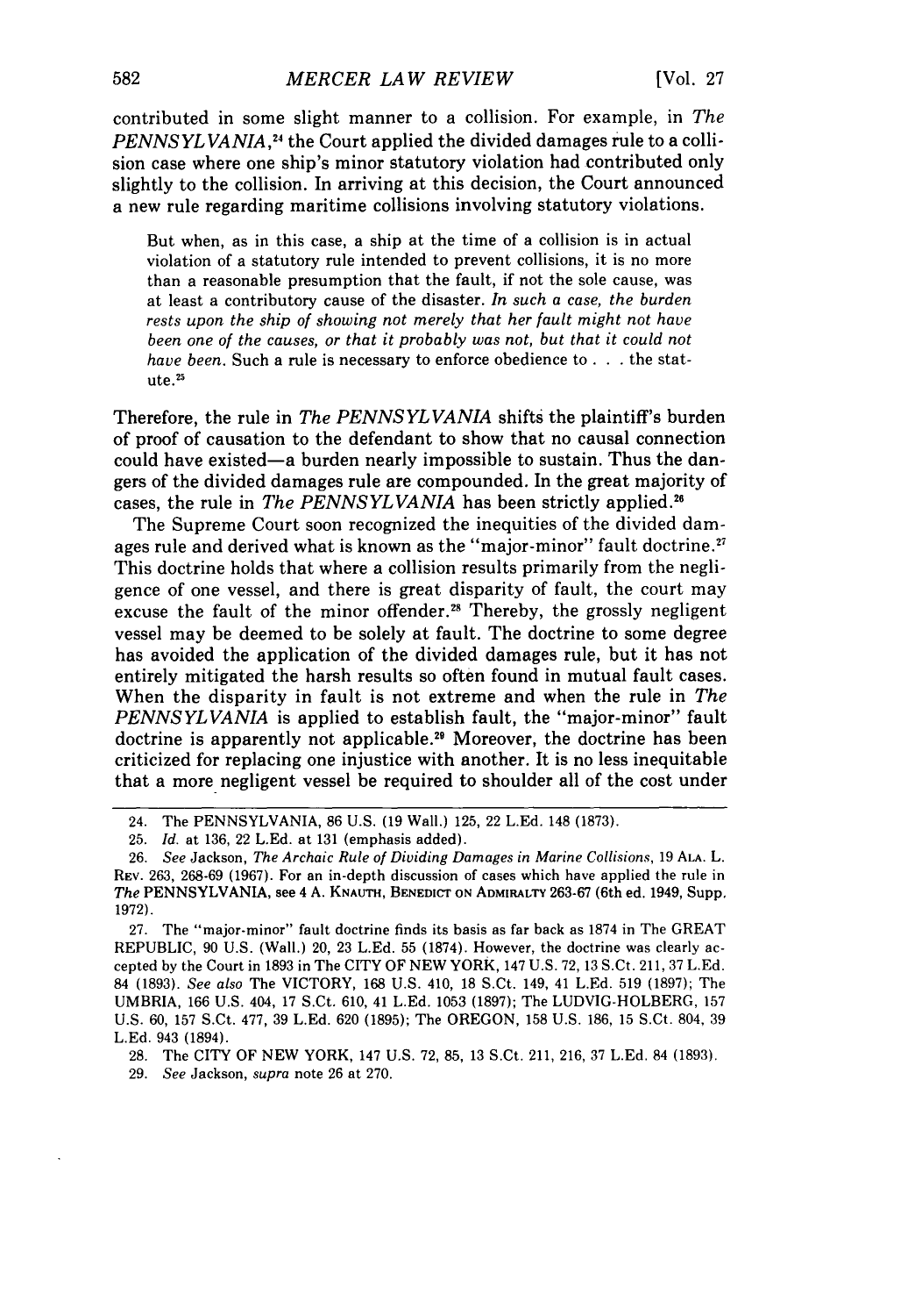contributed in some slight manner to a collision. For example, in *The PENNSYLVANIA*,[24] the Court applied the divided damages rule to a collision case where one ship's minor statutory violation had contributed only slightly to the collision. In arriving at this decision, the Court announced a new rule regarding maritime collisions involving statutory violations.

> But when, as in this case, a ship at the time of a collision is in actual violation of a statutory rule intended to prevent collisions, it is no more than a reasonable presumption that the fault, if not the sole cause, was at least a contributory cause of the disaster. *In such a case, the burden rests upon the ship of showing not merely that her fault might not have been one of the causes, or that it probably was not, but that it could not have been.* Such a rule is necessary to enforce obedience to . . . the statute.[25]

Therefore, the rule in *The PENNSYLVANIA* shifts the plaintiff's burden of proof of causation to the defendant to show that no causal connection could have existed—a burden nearly impossible to sustain. Thus the dangers of the divided damages rule are compounded. In the great majority of cases, the rule in *The PENNSYLVANIA* has been strictly applied.[26]

The Supreme Court soon recognized the inequities of the divided damages rule and derived what is known as the "major-minor" fault doctrine.[27] This doctrine holds that where a collision results primarily from the negligence of one vessel, and there is great disparity of fault, the court may excuse the fault of the minor offender.[28] Thereby, the grossly negligent vessel may be deemed to be solely at fault. The doctrine to some degree has avoided the application of the divided damages rule, but it has not entirely mitigated the harsh results so often found in mutual fault cases. When the disparity in fault is not extreme and when the rule in *The PENNSYLVANIA* is applied to establish fault, the "major-minor" fault doctrine is apparently not applicable.[29] Moreover, the doctrine has been criticized for replacing one injustice with another. It is no less inequitable that a more negligent vessel be required to shoulder all of the cost under

---

24. The PENNSYLVANIA, 86 U.S. (19 Wall.) 125, 22 L.Ed. 148 (1873).

25. *Id.* at 136, 22 L.Ed. at 131 (emphasis added).

26. *See* Jackson, *The Archaic Rule of Dividing Damages in Marine Collisions*, 19 ALA. L. REV. 263, 268-69 (1967). For an in-depth discussion of cases which have applied the rule in *The* PENNSYLVANIA, see 4 A. KNAUTH, BENEDICT ON ADMIRALTY 263-67 (6th ed. 1949, Supp. 1972).

27. The "major-minor" fault doctrine finds its basis as far back as 1874 in The GREAT REPUBLIC, 90 U.S. (Wall.) 20, 23 L.Ed. 55 (1874). However, the doctrine was clearly accepted by the Court in 1893 in The CITY OF NEW YORK, 147 U.S. 72, 13 S.Ct. 211, 37 L.Ed. 84 (1893). *See also* The VICTORY, 168 U.S. 410, 18 S.Ct. 149, 41 L.Ed. 519 (1897); The UMBRIA, 166 U.S. 404, 17 S.Ct. 610, 41 L.Ed. 1053 (1897); The LUDVIG-HOLBERG, 157 U.S. 60, 157 S.Ct. 477, 39 L.Ed. 620 (1895); The OREGON, 158 U.S. 186, 15 S.Ct. 804, 39 L.Ed. 943 (1894).

28. The CITY OF NEW YORK, 147 U.S. 72, 85, 13 S.Ct. 211, 216, 37 L.Ed. 84 (1893).

29. *See* Jackson, *supra* note 26 at 270.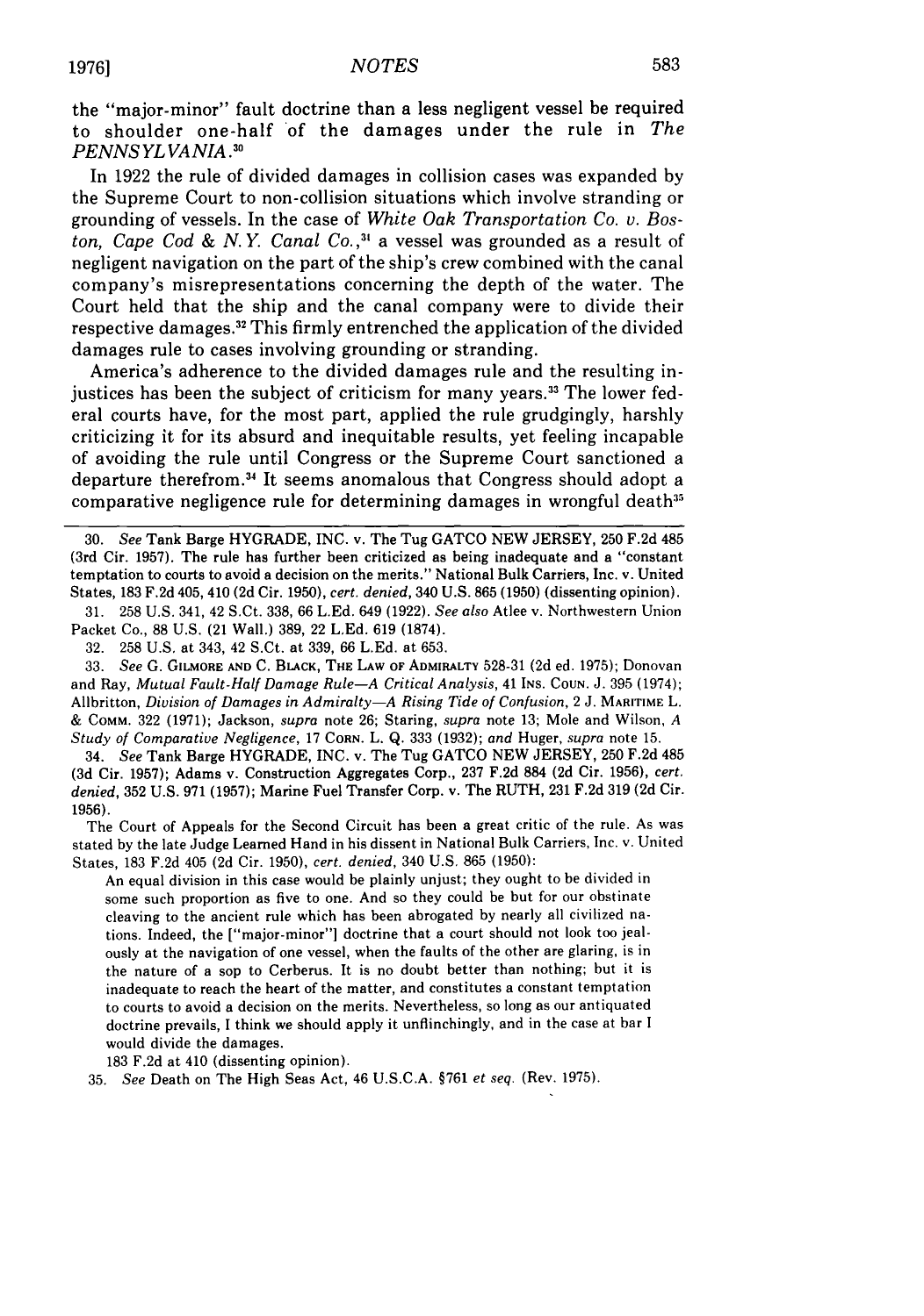the "major-minor" fault doctrine than a less negligent vessel be required to shoulder one-half of the damages under the rule in *The PENNSYLVANIA*.[30]

In 1922 the rule of divided damages in collision cases was expanded by the Supreme Court to non-collision situations which involve stranding or grounding of vessels. In the case of *White Oak Transportation Co. v. Boston, Cape Cod & N.Y. Canal Co.*,[31] a vessel was grounded as a result of negligent navigation on the part of the ship's crew combined with the canal company's misrepresentations concerning the depth of the water. The Court held that the ship and the canal company were to divide their respective damages.[32] This firmly entrenched the application of the divided damages rule to cases involving grounding or stranding.

America's adherence to the divided damages rule and the resulting injustices has been the subject of criticism for many years.[33] The lower federal courts have, for the most part, applied the rule grudgingly, harshly criticizing it for its absurd and inequitable results, yet feeling incapable of avoiding the rule until Congress or the Supreme Court sanctioned a departure therefrom.[34] It seems anomalous that Congress should adopt a comparative negligence rule for determining damages in wrongful death[35]

---

30. *See* Tank Barge HYGRADE, INC. v. The Tug GATCO NEW JERSEY, 250 F.2d 485 (3rd Cir. 1957). The rule has further been criticized as being inadequate and a "constant temptation to courts to avoid a decision on the merits." National Bulk Carriers, Inc. v. United States, 183 F.2d 405, 410 (2d Cir. 1950), *cert. denied*, 340 U.S. 865 (1950) (dissenting opinion).

31. 258 U.S. 341, 42 S.Ct. 338, 66 L.Ed. 649 (1922). *See also* Atlee v. Northwestern Union Packet Co., 88 U.S. (21 Wall.) 389, 22 L.Ed. 619 (1874).

32. 258 U.S. at 343, 42 S.Ct. at 339, 66 L.Ed. at 653.

33. *See* G. GILMORE AND C. BLACK, THE LAW OF ADMIRALTY 528-31 (2d ed. 1975); Donovan and Ray, *Mutual Fault-Half Damage Rule—A Critical Analysis*, 41 INS. COUN. J. 395 (1974); Allbritton, *Division of Damages in Admiralty—A Rising Tide of Confusion*, 2 J. MARITIME L. & COMM. 322 (1971); Jackson, *supra* note 26; Staring, *supra* note 13; Mole and Wilson, *A Study of Comparative Negligence*, 17 CORN. L. Q. 333 (1932); *and* Huger, *supra* note 15.

34. *See* Tank Barge HYGRADE, INC. v. The Tug GATCO NEW JERSEY, 250 F.2d 485 (3d Cir. 1957); Adams v. Construction Aggregates Corp., 237 F.2d 884 (2d Cir. 1956), *cert. denied*, 352 U.S. 971 (1957); Marine Fuel Transfer Corp. v. The RUTH, 231 F.2d 319 (2d Cir. 1956).

The Court of Appeals for the Second Circuit has been a great critic of the rule. As was stated by the late Judge Learned Hand in his dissent in National Bulk Carriers, Inc. v. United States, 183 F.2d 405 (2d Cir. 1950), *cert. denied*, 340 U.S. 865 (1950):

> An equal division in this case would be plainly unjust; they ought to be divided in some such proportion as five to one. And so they could be but for our obstinate cleaving to the ancient rule which has been abrogated by nearly all civilized nations. Indeed, the ["major-minor"] doctrine that a court should not look too jealously at the navigation of one vessel, when the faults of the other are glaring, is in the nature of a sop to Cerberus. It is no doubt better than nothing; but it is inadequate to reach the heart of the matter, and constitutes a constant temptation to courts to avoid a decision on the merits. Nevertheless, so long as our antiquated doctrine prevails, I think we should apply it unflinchingly, and in the case at bar I would divide the damages.
>
> 183 F.2d at 410 (dissenting opinion).

35. *See* Death on The High Seas Act, 46 U.S.C.A. §761 *et seq.* (Rev. 1975).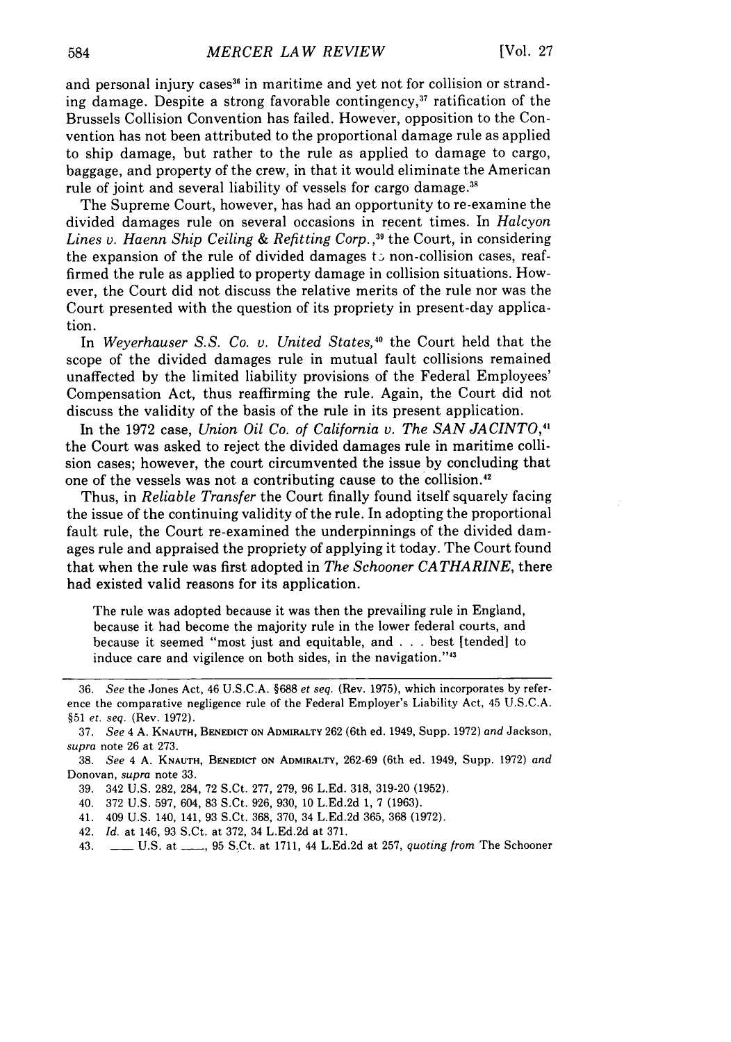and personal injury cases[36] in maritime and yet not for collision or stranding damage. Despite a strong favorable contingency,[37] ratification of the Brussels Collision Convention has failed. However, opposition to the Convention has not been attributed to the proportional damage rule as applied to ship damage, but rather to the rule as applied to damage to cargo, baggage, and property of the crew, in that it would eliminate the American rule of joint and several liability of vessels for cargo damage.[38]

The Supreme Court, however, has had an opportunity to re-examine the divided damages rule on several occasions in recent times. In *Halcyon Lines v. Haenn Ship Ceiling & Refitting Corp.*,[39] the Court, in considering the expansion of the rule of divided damages to non-collision cases, reaffirmed the rule as applied to property damage in collision situations. However, the Court did not discuss the relative merits of the rule nor was the Court presented with the question of its propriety in present-day application.

In *Weyerhauser S.S. Co. v. United States*,[40] the Court held that the scope of the divided damages rule in mutual fault collisions remained unaffected by the limited liability provisions of the Federal Employees' Compensation Act, thus reaffirming the rule. Again, the Court did not discuss the validity of the basis of the rule in its present application.

In the 1972 case, *Union Oil Co. of California v. The SAN JACINTO*,[41] the Court was asked to reject the divided damages rule in maritime collision cases; however, the court circumvented the issue by concluding that one of the vessels was not a contributing cause to the collision.[42]

Thus, in *Reliable Transfer* the Court finally found itself squarely facing the issue of the continuing validity of the rule. In adopting the proportional fault rule, the Court re-examined the underpinnings of the divided damages rule and appraised the propriety of applying it today. The Court found that when the rule was first adopted in *The Schooner CATHARINE*, there had existed valid reasons for its application.

> The rule was adopted because it was then the prevailing rule in England, because it had become the majority rule in the lower federal courts, and because it seemed "most just and equitable, and . . . best [tended] to induce care and vigilence on both sides, in the navigation."[43]

---

36. *See* the Jones Act, 46 U.S.C.A. §688 *et seq.* (Rev. 1975), which incorporates by reference the comparative negligence rule of the Federal Employer's Liability Act, 45 U.S.C.A. §51 *et. seq.* (Rev. 1972).

37. *See* 4 A. KNAUTH, BENEDICT ON ADMIRALTY 262 (6th ed. 1949, Supp. 1972) *and* Jackson, *supra* note 26 at 273.

38. *See* 4 A. KNAUTH, BENEDICT ON ADMIRALTY, 262-69 (6th ed. 1949, Supp. 1972) *and* Donovan, *supra* note 33.

39. 342 U.S. 282, 284, 72 S.Ct. 277, 279, 96 L.Ed. 318, 319-20 (1952).

40. 372 U.S. 597, 604, 83 S.Ct. 926, 930, 10 L.Ed.2d 1, 7 (1963).

41. 409 U.S. 140, 141, 93 S.Ct. 368, 370, 34 L.Ed.2d 365, 368 (1972).

42. *Id.* at 146, 93 S.Ct. at 372, 34 L.Ed.2d at 371.

43. ___ U.S. at ___, 95 S.Ct. at 1711, 44 L.Ed.2d at 257, *quoting from* The Schooner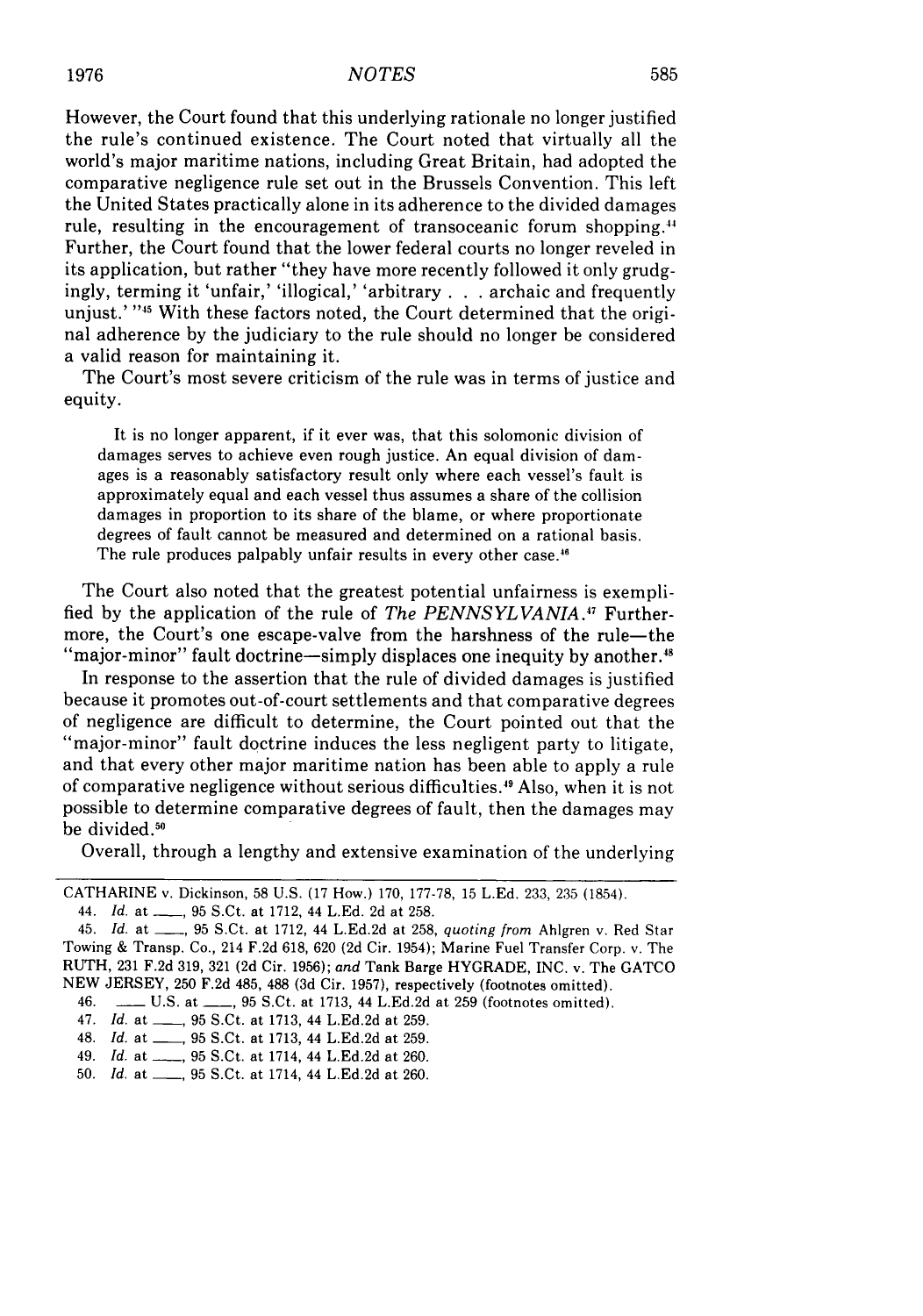However, the Court found that this underlying rationale no longer justified the rule's continued existence. The Court noted that virtually all the world's major maritime nations, including Great Britain, had adopted the comparative negligence rule set out in the Brussels Convention. This left the United States practically alone in its adherence to the divided damages rule, resulting in the encouragement of transoceanic forum shopping.[44] Further, the Court found that the lower federal courts no longer reveled in its application, but rather "they have more recently followed it only grudgingly, terming it 'unfair,' 'illogical,' 'arbitrary . . . archaic and frequently unjust.' "[45] With these factors noted, the Court determined that the original adherence by the judiciary to the rule should no longer be considered a valid reason for maintaining it.

The Court's most severe criticism of the rule was in terms of justice and equity.

> It is no longer apparent, if it ever was, that this solomonic division of damages serves to achieve even rough justice. An equal division of damages is a reasonably satisfactory result only where each vessel's fault is approximately equal and each vessel thus assumes a share of the collision damages in proportion to its share of the blame, or where proportionate degrees of fault cannot be measured and determined on a rational basis. The rule produces palpably unfair results in every other case.[46]

The Court also noted that the greatest potential unfairness is exemplified by the application of the rule of *The PENNSYLVANIA*.[47] Furthermore, the Court's one escape-valve from the harshness of the rule—the "major-minor" fault doctrine—simply displaces one inequity by another.[48]

In response to the assertion that the rule of divided damages is justified because it promotes out-of-court settlements and that comparative degrees of negligence are difficult to determine, the Court pointed out that the "major-minor" fault doctrine induces the less negligent party to litigate, and that every other major maritime nation has been able to apply a rule of comparative negligence without serious difficulties.[49] Also, when it is not possible to determine comparative degrees of fault, then the damages may be divided.[50]

Overall, through a lengthy and extensive examination of the underlying

---

CATHARINE v. Dickinson, 58 U.S. (17 How.) 170, 177-78, 15 L.Ed. 233, 235 (1854).

44. *Id.* at \_\_\_, 95 S.Ct. at 1712, 44 L.Ed. 2d at 258.

45. *Id.* at \_\_\_, 95 S.Ct. at 1712, 44 L.Ed.2d at 258, *quoting from* Ahlgren v. Red Star Towing & Transp. Co., 214 F.2d 618, 620 (2d Cir. 1954); Marine Fuel Transfer Corp. v. The RUTH, 231 F.2d 319, 321 (2d Cir. 1956); *and* Tank Barge HYGRADE, INC. v. The GATCO NEW JERSEY, 250 F.2d 485, 488 (3d Cir. 1957), respectively (footnotes omitted).

46. \_\_\_ U.S. at \_\_\_, 95 S.Ct. at 1713, 44 L.Ed.2d at 259 (footnotes omitted).

47. *Id.* at \_\_\_, 95 S.Ct. at 1713, 44 L.Ed.2d at 259.

48. *Id.* at \_\_\_, 95 S.Ct. at 1713, 44 L.Ed.2d at 259.

49. *Id.* at \_\_\_, 95 S.Ct. at 1714, 44 L.Ed.2d at 260.

50. *Id.* at \_\_\_, 95 S.Ct. at 1714, 44 L.Ed.2d at 260.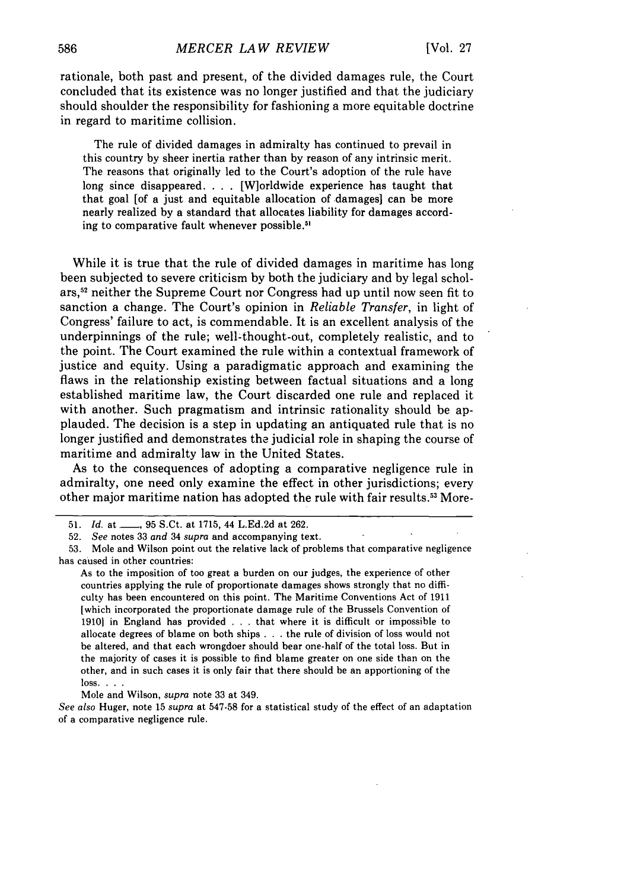rationale, both past and present, of the divided damages rule, the Court concluded that its existence was no longer justified and that the judiciary should shoulder the responsibility for fashioning a more equitable doctrine in regard to maritime collision.

> The rule of divided damages in admiralty has continued to prevail in this country by sheer inertia rather than by reason of any intrinsic merit. The reasons that originally led to the Court's adoption of the rule have long since disappeared. . . . [W]orldwide experience has taught that that goal [of a just and equitable allocation of damages] can be more nearly realized by a standard that allocates liability for damages according to comparative fault whenever possible.[51]

While it is true that the rule of divided damages in maritime has long been subjected to severe criticism by both the judiciary and by legal scholars,[52] neither the Supreme Court nor Congress had up until now seen fit to sanction a change. The Court's opinion in *Reliable Transfer*, in light of Congress' failure to act, is commendable. It is an excellent analysis of the underpinnings of the rule; well-thought-out, completely realistic, and to the point. The Court examined the rule within a contextual framework of justice and equity. Using a paradigmatic approach and examining the flaws in the relationship existing between factual situations and a long established maritime law, the Court discarded one rule and replaced it with another. Such pragmatism and intrinsic rationality should be applauded. The decision is a step in updating an antiquated rule that is no longer justified and demonstrates the judicial role in shaping the course of maritime and admiralty law in the United States.

As to the consequences of adopting a comparative negligence rule in admiralty, one need only examine the effect in other jurisdictions; every other major maritime nation has adopted the rule with fair results.[53] More-

---

51. *Id.* at ___, 95 S.Ct. at 1715, 44 L.Ed.2d at 262.

52. *See* notes 33 *and* 34 *supra* and accompanying text.

53. Mole and Wilson point out the relative lack of problems that comparative negligence has caused in other countries:

> As to the imposition of too great a burden on our judges, the experience of other countries applying the rule of proportionate damages shows strongly that no difficulty has been encountered on this point. The Maritime Conventions Act of 1911 [which incorporated the proportionate damage rule of the Brussels Convention of 1910] in England has provided . . . that where it is difficult or impossible to allocate degrees of blame on both ships . . . the rule of division of loss would not be altered, and that each wrongdoer should bear one-half of the total loss. But in the majority of cases it is possible to find blame greater on one side than on the other, and in such cases it is only fair that there should be an apportioning of the loss. . . .

Mole and Wilson, *supra* note 33 at 349.

*See also* Huger, note 15 *supra* at 547-58 for a statistical study of the effect of an adaptation of a comparative negligence rule.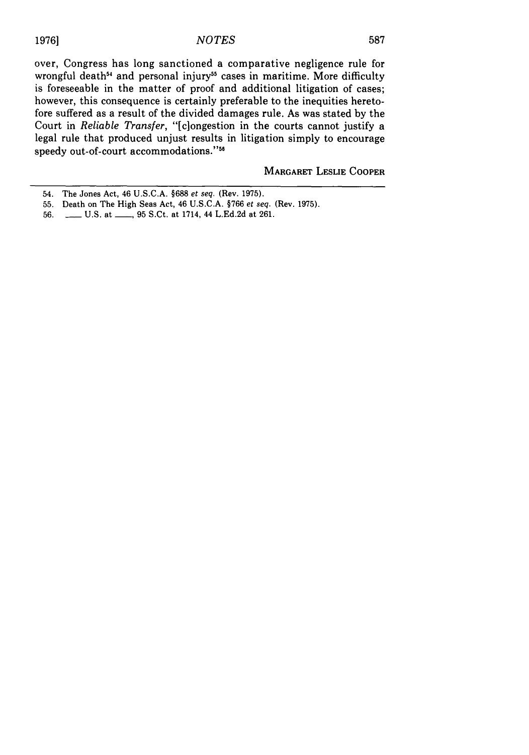over, Congress has long sanctioned a comparative negligence rule for wrongful death[54] and personal injury[55] cases in maritime. More difficulty is foreseeable in the matter of proof and additional litigation of cases; however, this consequence is certainly preferable to the inequities heretofore suffered as a result of the divided damages rule. As was stated by the Court in *Reliable Transfer*, "[c]ongestion in the courts cannot justify a legal rule that produced unjust results in litigation simply to encourage speedy out-of-court accommodations."[56]

MARGARET LESLIE COOPER

---

54. The Jones Act, 46 U.S.C.A. §688 *et seq.* (Rev. 1975).

55. Death on The High Seas Act, 46 U.S.C.A. §766 *et seq.* (Rev. 1975).

56. ___ U.S. at ___, 95 S.Ct. at 1714, 44 L.Ed.2d at 261.